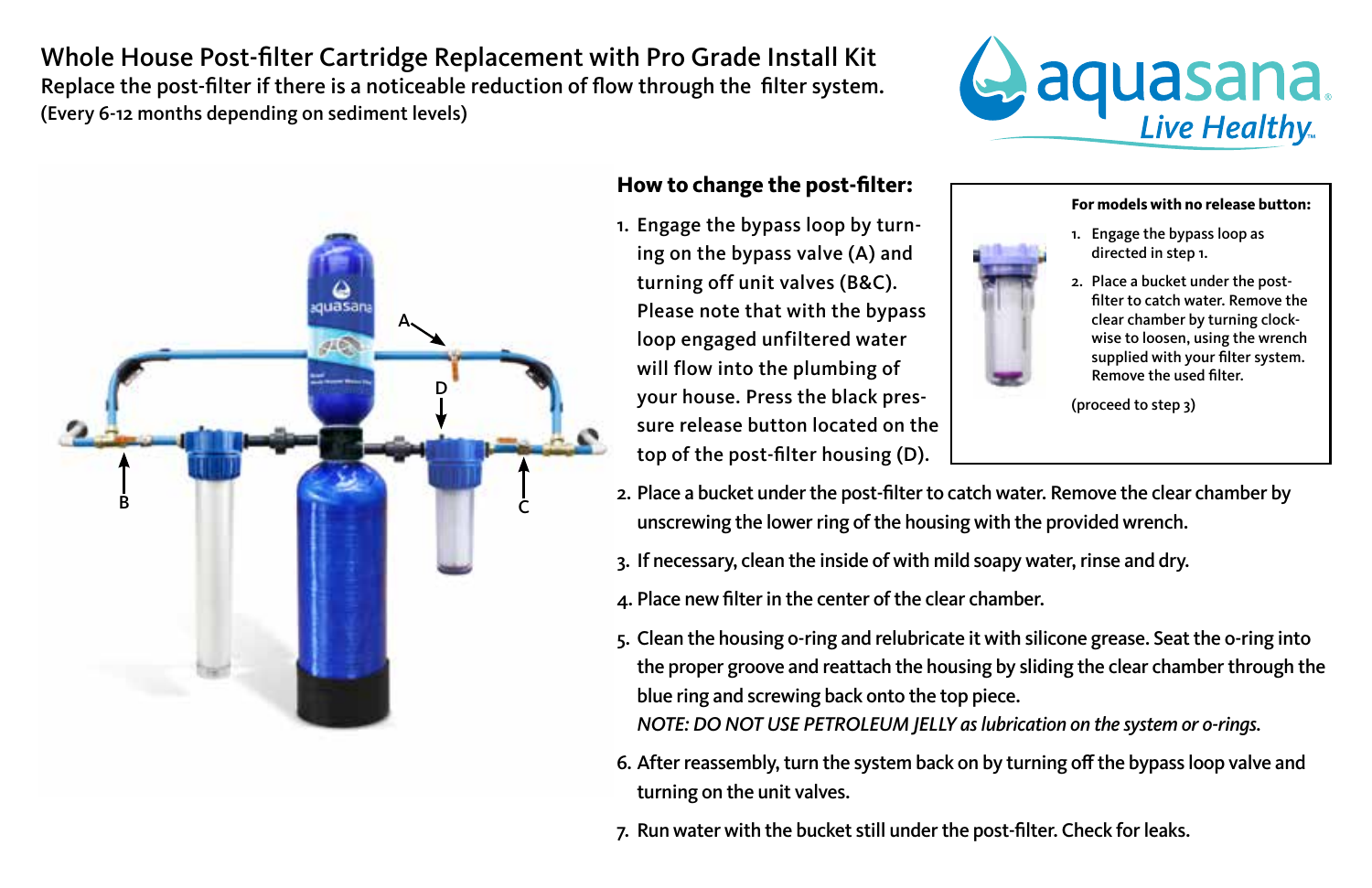# Whole House Post-filter Cartridge Replacement with Pro Grade Install Kit

Replace the post-filter if there is a noticeable reduction of flow through the filter system.
(Every 6-12 months depending on sediment levels)

aquasana *Live Healthy*™

## How to change the post-filter:

1. Engage the bypass loop by turning on the bypass valve (A) and turning off unit valves (B&C). Please note that with the bypass loop engaged unfiltered water will flow into the plumbing of your house. Press the black pressure release button located on the top of the post-filter housing (D).
2. Place a bucket under the post-filter to catch water. Remove the clear chamber by unscrewing the lower ring of the housing with the provided wrench.
3. If necessary, clean the inside of with mild soapy water, rinse and dry.
4. Place new filter in the center of the clear chamber.
5. Clean the housing o-ring and relubricate it with silicone grease. Seat the o-ring into the proper groove and reattach the housing by sliding the clear chamber through the blue ring and screwing back onto the top piece.
   *NOTE: DO NOT USE PETROLEUM JELLY as lubrication on the system or o-rings.*
6. After reassembly, turn the system back on by turning off the bypass loop valve and turning on the unit valves.
7. Run water with the bucket still under the post-filter. Check for leaks.

**For models with no release button:**

1. Engage the bypass loop as directed in step 1.
2. Place a bucket under the post-filter to catch water. Remove the clear chamber by turning clockwise to loosen, using the wrench supplied with your filter system. Remove the used filter.

(proceed to step 3)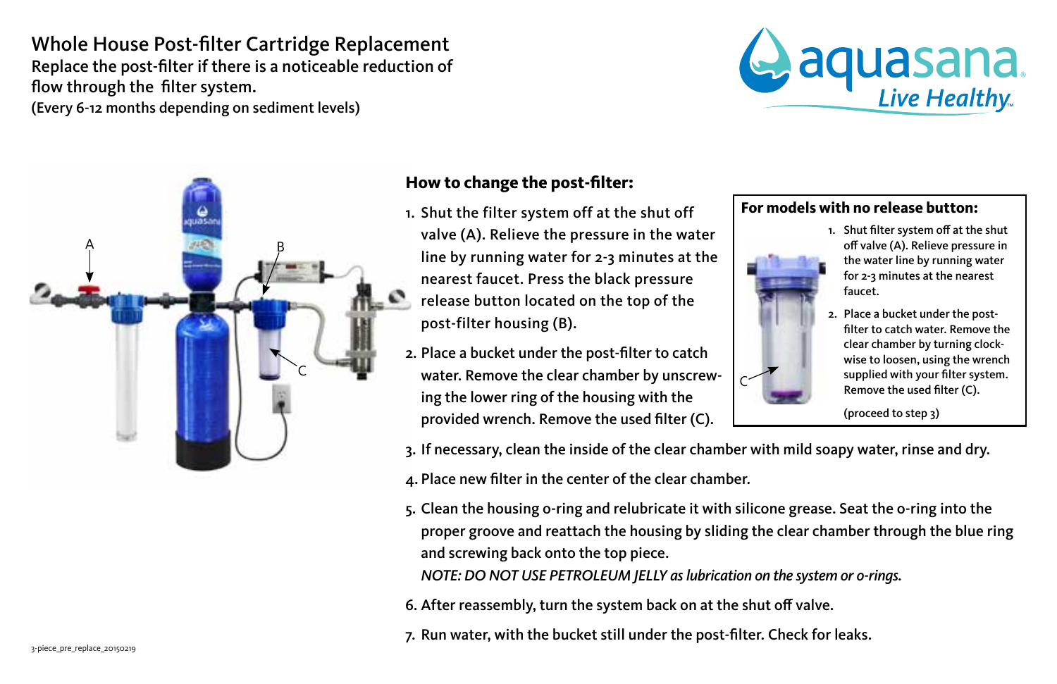# Whole House Post-filter Cartridge Replacement

**Replace the post-filter if there is a noticeable reduction of flow through the filter system.**
**(Every 6-12 months depending on sediment levels)**

aquasana
Live Healthy™

A

B

C

## How to change the post-filter:

1. Shut the filter system off at the shut off valve (A). Relieve the pressure in the water line by running water for 2-3 minutes at the nearest faucet. Press the black pressure release button located on the top of the post-filter housing (B).
2. Place a bucket under the post-filter to catch water. Remove the clear chamber by unscrewing the lower ring of the housing with the provided wrench. Remove the used filter (C).

**For models with no release button:**

1. Shut filter system off at the shut off valve (A). Relieve pressure in the water line by running water for 2-3 minutes at the nearest faucet.
2. Place a bucket under the post-filter to catch water. Remove the clear chamber by turning clockwise to loosen, using the wrench supplied with your filter system. Remove the used filter (C).

(proceed to step 3)

C

3. If necessary, clean the inside of the clear chamber with mild soapy water, rinse and dry.
4. Place new filter in the center of the clear chamber.
5. Clean the housing o-ring and relubricate it with silicone grease. Seat the o-ring into the proper groove and reattach the housing by sliding the clear chamber through the blue ring and screwing back onto the top piece.
   *NOTE: DO NOT USE PETROLEUM JELLY as lubrication on the system or o-rings.*
6. After reassembly, turn the system back on at the shut off valve.
7. Run water, with the bucket still under the post-filter. Check for leaks.

3-piece_pre_replace_20150219